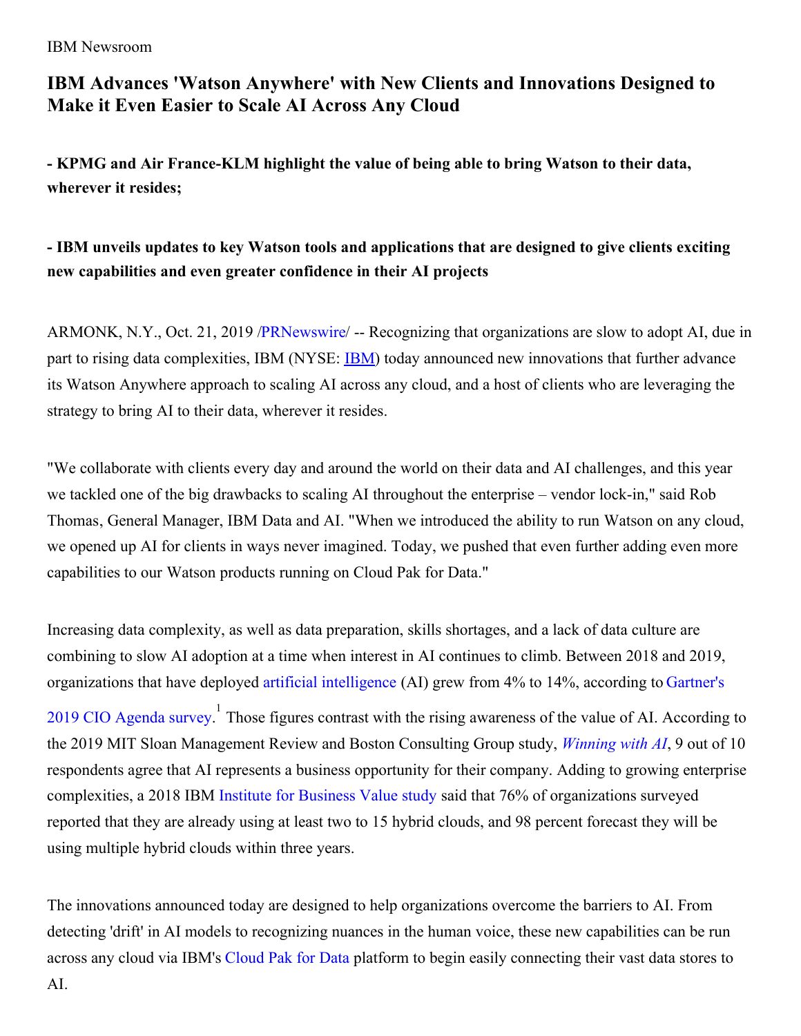IBM Newsroom

# IBM Advances 'Watson Anywhere' with New Clients and Innovations Designed to Make it Even Easier to Scale AI Across Any Cloud

**- KPMG and Air France-KLM highlight the value of being able to bring Watson to their data, wherever it resides;**

**- IBM unveils updates to key Watson tools and applications that are designed to give clients exciting new capabilities and even greater confidence in their AI projects**

ARMONK, N.Y., Oct. 21, 2019 /PRNewswire/ -- Recognizing that organizations are slow to adopt AI, due in part to rising data complexities, IBM (NYSE: IBM) today announced new innovations that further advance its Watson Anywhere approach to scaling AI across any cloud, and a host of clients who are leveraging the strategy to bring AI to their data, wherever it resides.

"We collaborate with clients every day and around the world on their data and AI challenges, and this year we tackled one of the big drawbacks to scaling AI throughout the enterprise – vendor lock-in," said Rob Thomas, General Manager, IBM Data and AI. "When we introduced the ability to run Watson on any cloud, we opened up AI for clients in ways never imagined. Today, we pushed that even further adding even more capabilities to our Watson products running on Cloud Pak for Data."

Increasing data complexity, as well as data preparation, skills shortages, and a lack of data culture are combining to slow AI adoption at a time when interest in AI continues to climb. Between 2018 and 2019, organizations that have deployed artificial intelligence (AI) grew from 4% to 14%, according to Gartner's 2019 CIO Agenda survey.[1] Those figures contrast with the rising awareness of the value of AI. According to the 2019 MIT Sloan Management Review and Boston Consulting Group study, *Winning with AI*, 9 out of 10 respondents agree that AI represents a business opportunity for their company. Adding to growing enterprise complexities, a 2018 IBM Institute for Business Value study said that 76% of organizations surveyed reported that they are already using at least two to 15 hybrid clouds, and 98 percent forecast they will be using multiple hybrid clouds within three years.

The innovations announced today are designed to help organizations overcome the barriers to AI. From detecting 'drift' in AI models to recognizing nuances in the human voice, these new capabilities can be run across any cloud via IBM's Cloud Pak for Data platform to begin easily connecting their vast data stores to AI.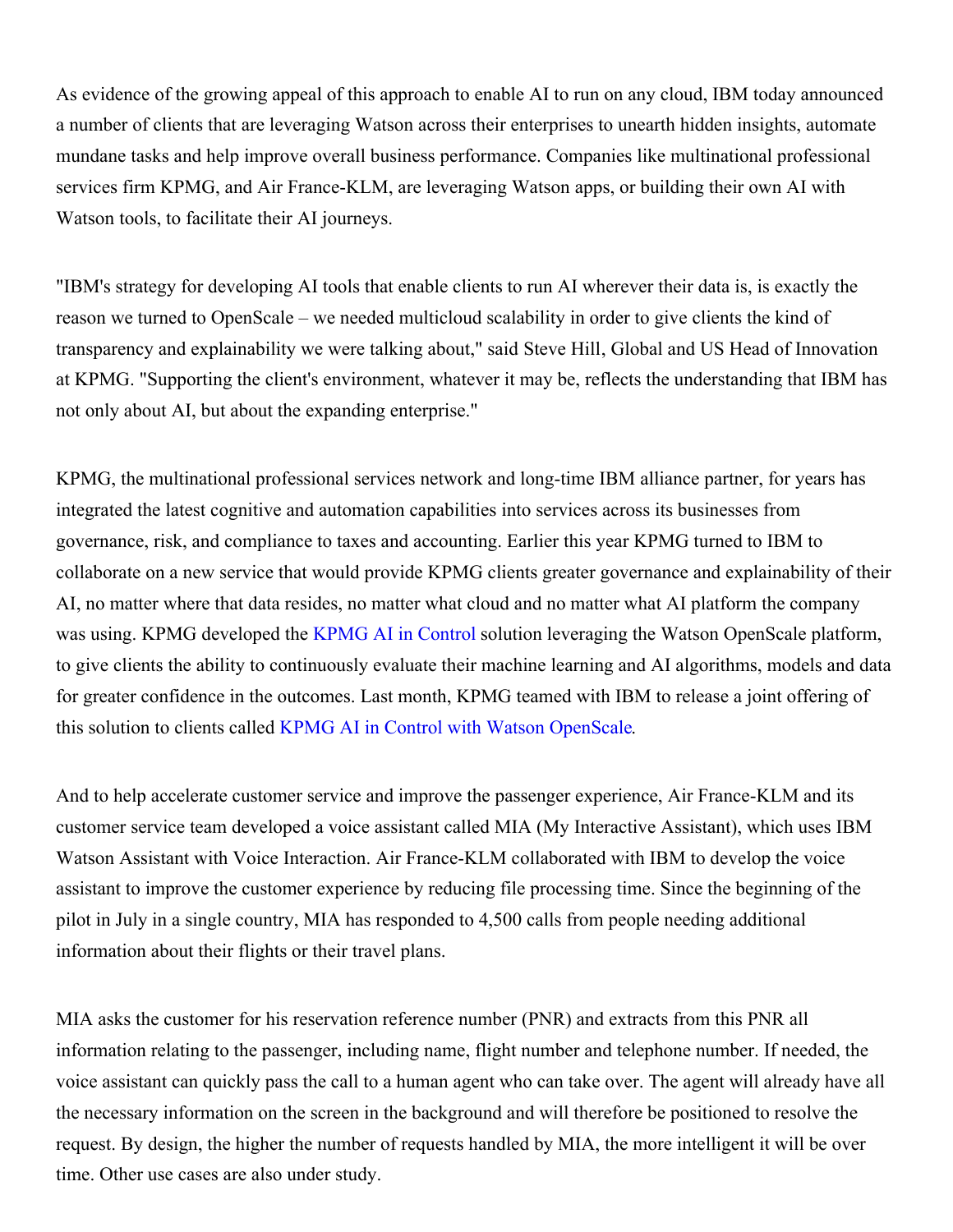As evidence of the growing appeal of this approach to enable AI to run on any cloud, IBM today announced a number of clients that are leveraging Watson across their enterprises to unearth hidden insights, automate mundane tasks and help improve overall business performance. Companies like multinational professional services firm KPMG, and Air France-KLM, are leveraging Watson apps, or building their own AI with Watson tools, to facilitate their AI journeys.

"IBM's strategy for developing AI tools that enable clients to run AI wherever their data is, is exactly the reason we turned to OpenScale – we needed multicloud scalability in order to give clients the kind of transparency and explainability we were talking about," said Steve Hill, Global and US Head of Innovation at KPMG. "Supporting the client's environment, whatever it may be, reflects the understanding that IBM has not only about AI, but about the expanding enterprise."

KPMG, the multinational professional services network and long-time IBM alliance partner, for years has integrated the latest cognitive and automation capabilities into services across its businesses from governance, risk, and compliance to taxes and accounting. Earlier this year KPMG turned to IBM to collaborate on a new service that would provide KPMG clients greater governance and explainability of their AI, no matter where that data resides, no matter what cloud and no matter what AI platform the company was using. KPMG developed the KPMG AI in Control solution leveraging the Watson OpenScale platform, to give clients the ability to continuously evaluate their machine learning and AI algorithms, models and data for greater confidence in the outcomes. Last month, KPMG teamed with IBM to release a joint offering of this solution to clients called KPMG AI in Control with Watson OpenScale.

And to help accelerate customer service and improve the passenger experience, Air France-KLM and its customer service team developed a voice assistant called MIA (My Interactive Assistant), which uses IBM Watson Assistant with Voice Interaction. Air France-KLM collaborated with IBM to develop the voice assistant to improve the customer experience by reducing file processing time. Since the beginning of the pilot in July in a single country, MIA has responded to 4,500 calls from people needing additional information about their flights or their travel plans.

MIA asks the customer for his reservation reference number (PNR) and extracts from this PNR all information relating to the passenger, including name, flight number and telephone number. If needed, the voice assistant can quickly pass the call to a human agent who can take over. The agent will already have all the necessary information on the screen in the background and will therefore be positioned to resolve the request. By design, the higher the number of requests handled by MIA, the more intelligent it will be over time. Other use cases are also under study.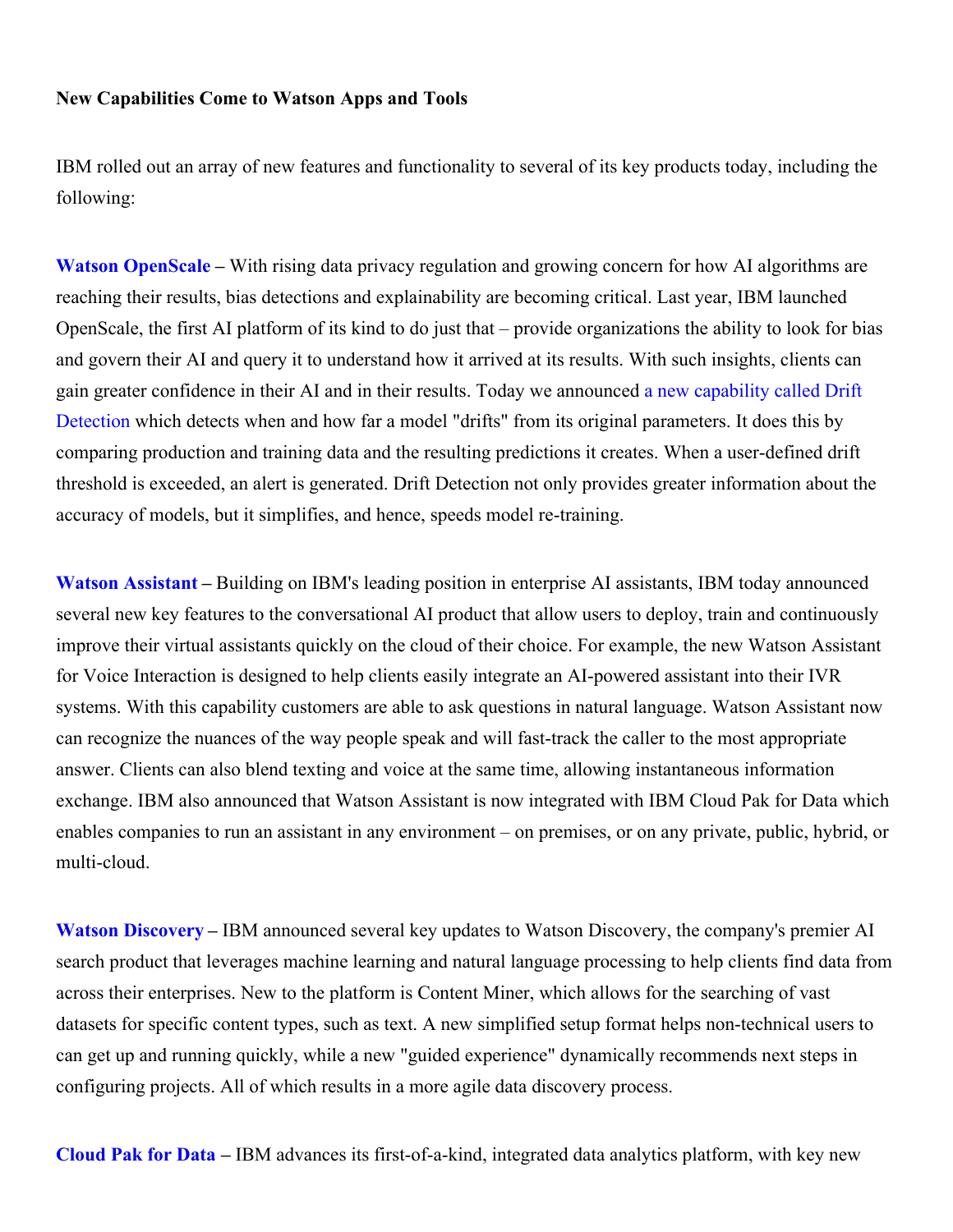**New Capabilities Come to Watson Apps and Tools**

IBM rolled out an array of new features and functionality to several of its key products today, including the following:

**Watson OpenScale –** With rising data privacy regulation and growing concern for how AI algorithms are reaching their results, bias detections and explainability are becoming critical. Last year, IBM launched OpenScale, the first AI platform of its kind to do just that – provide organizations the ability to look for bias and govern their AI and query it to understand how it arrived at its results. With such insights, clients can gain greater confidence in their AI and in their results. Today we announced a new capability called Drift Detection which detects when and how far a model "drifts" from its original parameters. It does this by comparing production and training data and the resulting predictions it creates. When a user-defined drift threshold is exceeded, an alert is generated. Drift Detection not only provides greater information about the accuracy of models, but it simplifies, and hence, speeds model re-training.

**Watson Assistant –** Building on IBM's leading position in enterprise AI assistants, IBM today announced several new key features to the conversational AI product that allow users to deploy, train and continuously improve their virtual assistants quickly on the cloud of their choice. For example, the new Watson Assistant for Voice Interaction is designed to help clients easily integrate an AI-powered assistant into their IVR systems. With this capability customers are able to ask questions in natural language. Watson Assistant now can recognize the nuances of the way people speak and will fast-track the caller to the most appropriate answer. Clients can also blend texting and voice at the same time, allowing instantaneous information exchange. IBM also announced that Watson Assistant is now integrated with IBM Cloud Pak for Data which enables companies to run an assistant in any environment – on premises, or on any private, public, hybrid, or multi-cloud.

**Watson Discovery –** IBM announced several key updates to Watson Discovery, the company's premier AI search product that leverages machine learning and natural language processing to help clients find data from across their enterprises. New to the platform is Content Miner, which allows for the searching of vast datasets for specific content types, such as text. A new simplified setup format helps non-technical users to can get up and running quickly, while a new "guided experience" dynamically recommends next steps in configuring projects. All of which results in a more agile data discovery process.

**Cloud Pak for Data –** IBM advances its first-of-a-kind, integrated data analytics platform, with key new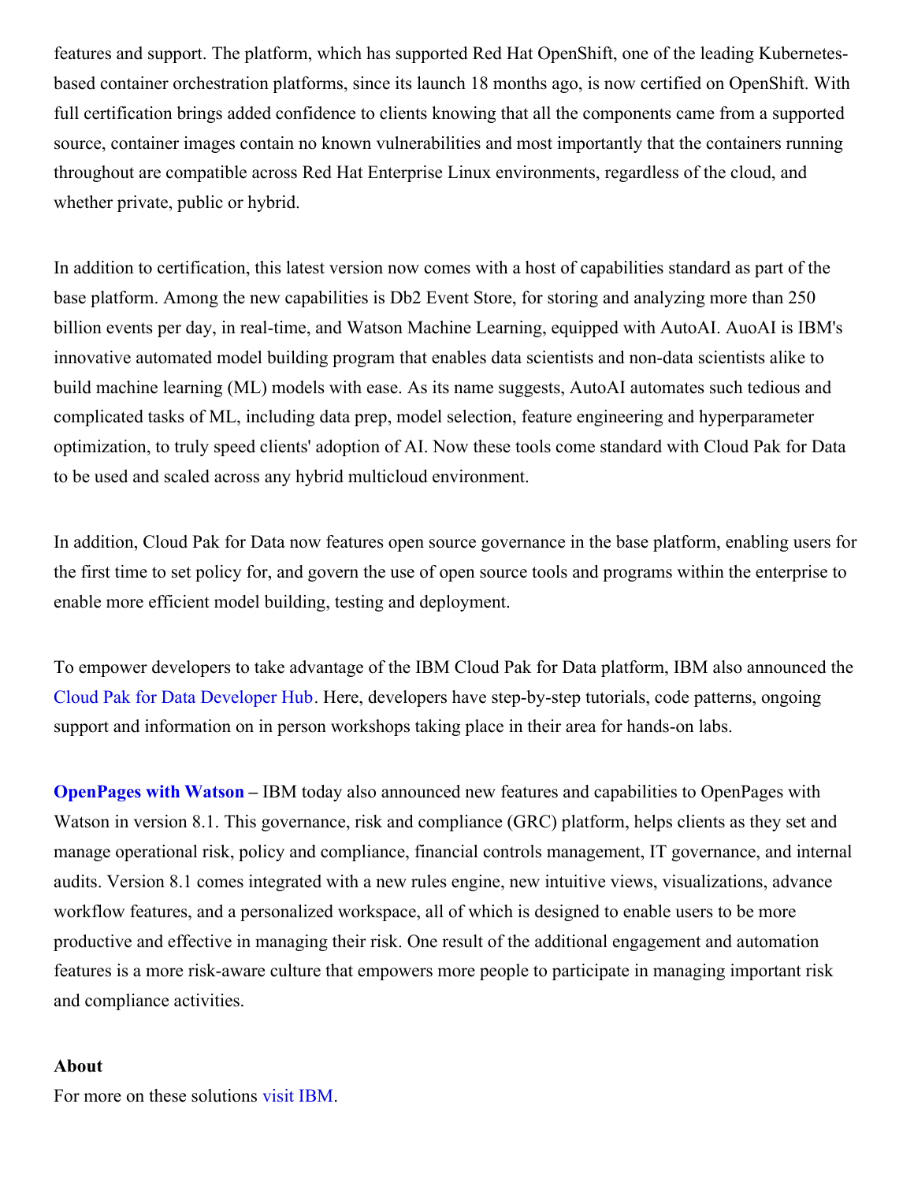features and support. The platform, which has supported Red Hat OpenShift, one of the leading Kubernetes-based container orchestration platforms, since its launch 18 months ago, is now certified on OpenShift. With full certification brings added confidence to clients knowing that all the components came from a supported source, container images contain no known vulnerabilities and most importantly that the containers running throughout are compatible across Red Hat Enterprise Linux environments, regardless of the cloud, and whether private, public or hybrid.

In addition to certification, this latest version now comes with a host of capabilities standard as part of the base platform. Among the new capabilities is Db2 Event Store, for storing and analyzing more than 250 billion events per day, in real-time, and Watson Machine Learning, equipped with AutoAI. AuoAI is IBM's innovative automated model building program that enables data scientists and non-data scientists alike to build machine learning (ML) models with ease. As its name suggests, AutoAI automates such tedious and complicated tasks of ML, including data prep, model selection, feature engineering and hyperparameter optimization, to truly speed clients' adoption of AI. Now these tools come standard with Cloud Pak for Data to be used and scaled across any hybrid multicloud environment.

In addition, Cloud Pak for Data now features open source governance in the base platform, enabling users for the first time to set policy for, and govern the use of open source tools and programs within the enterprise to enable more efficient model building, testing and deployment.

To empower developers to take advantage of the IBM Cloud Pak for Data platform, IBM also announced the Cloud Pak for Data Developer Hub. Here, developers have step-by-step tutorials, code patterns, ongoing support and information on in person workshops taking place in their area for hands-on labs.

**OpenPages with Watson –** IBM today also announced new features and capabilities to OpenPages with Watson in version 8.1. This governance, risk and compliance (GRC) platform, helps clients as they set and manage operational risk, policy and compliance, financial controls management, IT governance, and internal audits. Version 8.1 comes integrated with a new rules engine, new intuitive views, visualizations, advance workflow features, and a personalized workspace, all of which is designed to enable users to be more productive and effective in managing their risk. One result of the additional engagement and automation features is a more risk-aware culture that empowers more people to participate in managing important risk and compliance activities.

**About**

For more on these solutions visit IBM.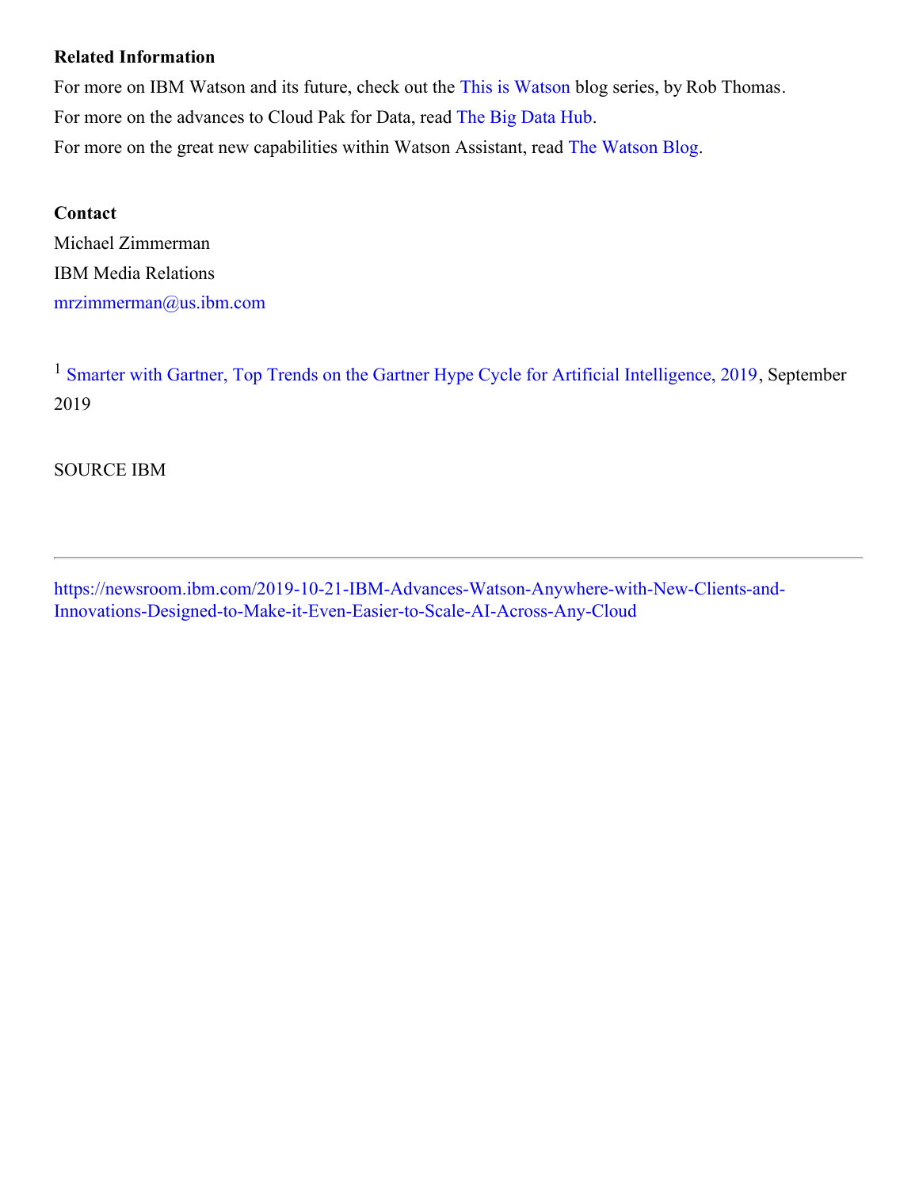**Related Information**

For more on IBM Watson and its future, check out the This is Watson blog series, by Rob Thomas.

For more on the advances to Cloud Pak for Data, read The Big Data Hub.

For more on the great new capabilities within Watson Assistant, read The Watson Blog.

**Contact**

Michael Zimmerman

IBM Media Relations

mrzimmerman@us.ibm.com

[1] Smarter with Gartner, Top Trends on the Gartner Hype Cycle for Artificial Intelligence, 2019, September 2019

SOURCE IBM

---

https://newsroom.ibm.com/2019-10-21-IBM-Advances-Watson-Anywhere-with-New-Clients-and-Innovations-Designed-to-Make-it-Even-Easier-to-Scale-AI-Across-Any-Cloud